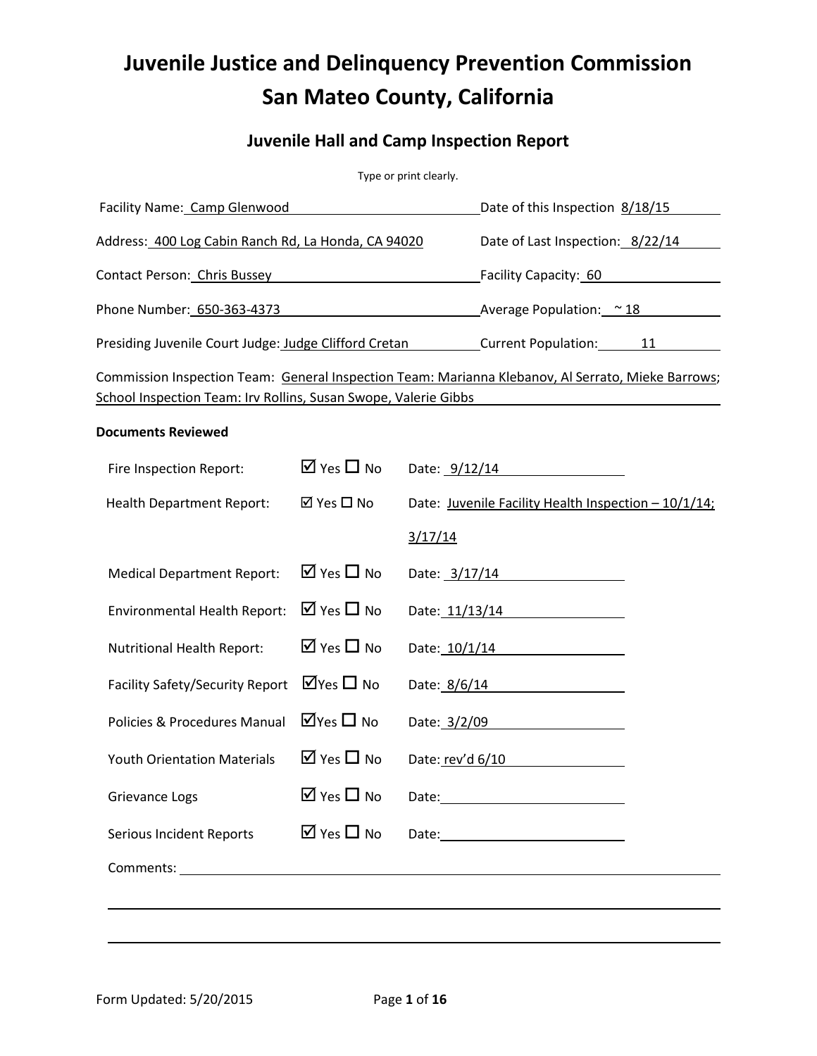# Juvenile Justice and Delinquency Prevention Commission
# San Mateo County, California

## Juvenile Hall and Camp Inspection Report

Type or print clearly.

Facility Name: Camp Glenwood — Date of this Inspection 8/18/15

Address: 400 Log Cabin Ranch Rd, La Honda, CA 94020 — Date of Last Inspection: 8/22/14

Contact Person: Chris Bussey — Facility Capacity: 60

Phone Number: 650-363-4373 — Average Population: ~ 18

Presiding Juvenile Court Judge: Judge Clifford Cretan — Current Population: 11

Commission Inspection Team: General Inspection Team: Marianna Klebanov, Al Serrato, Mieke Barrows; School Inspection Team: Irv Rollins, Susan Swope, Valerie Gibbs

**Documents Reviewed**

| Document | Reviewed | Date |
|---|---|---|
| Fire Inspection Report: | ☑ Yes ☐ No | Date: 9/12/14 |
| Health Department Report: | ☑ Yes ☐ No | Date: Juvenile Facility Health Inspection – 10/1/14; 3/17/14 |
| Medical Department Report: | ☑ Yes ☐ No | Date: 3/17/14 |
| Environmental Health Report: | ☑ Yes ☐ No | Date: 11/13/14 |
| Nutritional Health Report: | ☑ Yes ☐ No | Date: 10/1/14 |
| Facility Safety/Security Report | ☑ Yes ☐ No | Date: 8/6/14 |
| Policies & Procedures Manual | ☑ Yes ☐ No | Date: 3/2/09 |
| Youth Orientation Materials | ☑ Yes ☐ No | Date: rev'd 6/10 |
| Grievance Logs | ☑ Yes ☐ No | Date: |
| Serious Incident Reports | ☑ Yes ☐ No | Date: |

Comments: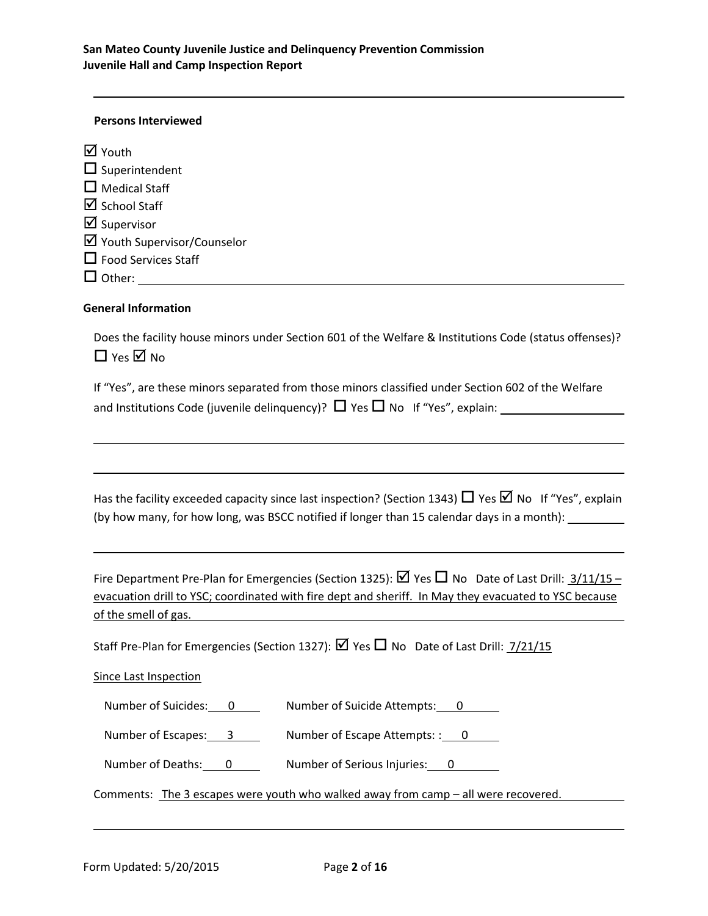**Persons Interviewed**

- ☑ Youth
- ☐ Superintendent
- ☐ Medical Staff
- ☑ School Staff
- ☑ Supervisor
- ☑ Youth Supervisor/Counselor
- ☐ Food Services Staff
- ☐ Other: 

**General Information**

Does the facility house minors under Section 601 of the Welfare & Institutions Code (status offenses)?
☐ Yes ☑ No

If "Yes", are these minors separated from those minors classified under Section 602 of the Welfare and Institutions Code (juvenile delinquency)? ☐ Yes ☐ No If "Yes", explain: 

Has the facility exceeded capacity since last inspection? (Section 1343) ☐ Yes ☑ No If "Yes", explain (by how many, for how long, was BSCC notified if longer than 15 calendar days in a month): 

Fire Department Pre-Plan for Emergencies (Section 1325): ☑ Yes ☐ No Date of Last Drill: 3/11/15 – evacuation drill to YSC; coordinated with fire dept and sheriff. In May they evacuated to YSC because of the smell of gas.

Staff Pre-Plan for Emergencies (Section 1327): ☑ Yes ☐ No Date of Last Drill: 7/21/15

Since Last Inspection

Number of Suicides: 0 Number of Suicide Attempts: 0

Number of Escapes: 3 Number of Escape Attempts: : 0

Number of Deaths: 0 Number of Serious Injuries: 0

Comments: The 3 escapes were youth who walked away from camp – all were recovered.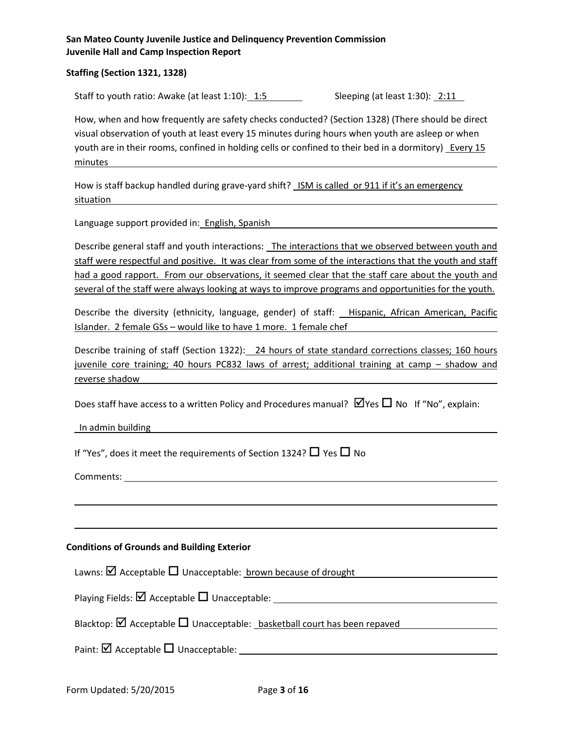**San Mateo County Juvenile Justice and Delinquency Prevention Commission**
**Juvenile Hall and Camp Inspection Report**

### Staffing (Section 1321, 1328)

Staff to youth ratio: Awake (at least 1:10): 1:5 Sleeping (at least 1:30): 2:11

How, when and how frequently are safety checks conducted? (Section 1328) (There should be direct visual observation of youth at least every 15 minutes during hours when youth are asleep or when youth are in their rooms, confined in holding cells or confined to their bed in a dormitory) Every 15 minutes

How is staff backup handled during grave-yard shift? ISM is called or 911 if it's an emergency situation

Language support provided in: English, Spanish

Describe general staff and youth interactions: The interactions that we observed between youth and staff were respectful and positive. It was clear from some of the interactions that the youth and staff had a good rapport. From our observations, it seemed clear that the staff care about the youth and several of the staff were always looking at ways to improve programs and opportunities for the youth.

Describe the diversity (ethnicity, language, gender) of staff: Hispanic, African American, Pacific Islander. 2 female GSs – would like to have 1 more. 1 female chef

Describe training of staff (Section 1322): 24 hours of state standard corrections classes; 160 hours juvenile core training; 40 hours PC832 laws of arrest; additional training at camp – shadow and reverse shadow

Does staff have access to a written Policy and Procedures manual? ☑ Yes ☐ No If "No", explain:

In admin building

If "Yes", does it meet the requirements of Section 1324? ☐ Yes ☐ No

Comments:

### Conditions of Grounds and Building Exterior

Lawns: ☑ Acceptable ☐ Unacceptable: brown because of drought

Playing Fields: ☑ Acceptable ☐ Unacceptable:

Blacktop: ☑ Acceptable ☐ Unacceptable: basketball court has been repaved

Paint: ☑ Acceptable ☐ Unacceptable:

Form Updated: 5/20/2015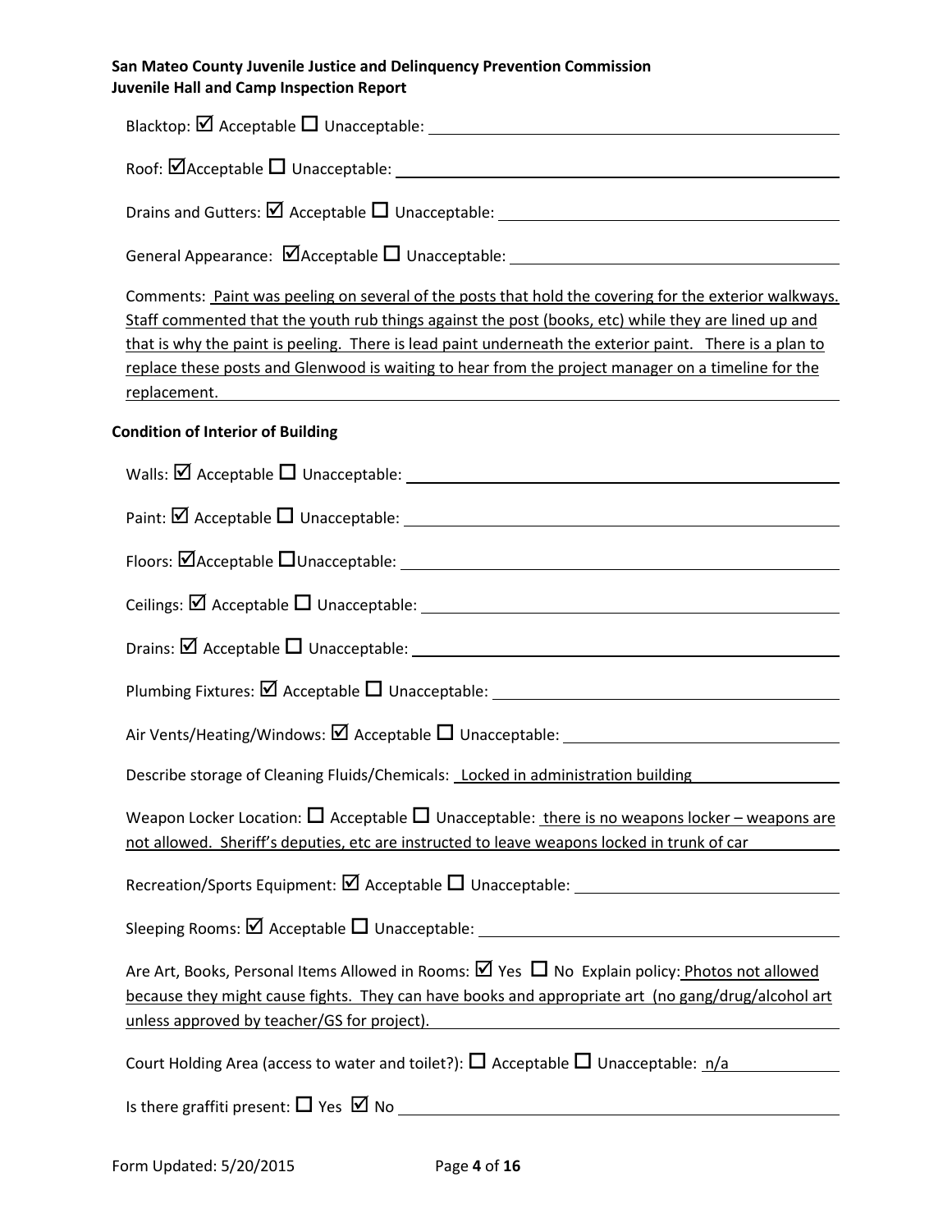Blacktop: ☑ Acceptable ☐ Unacceptable:

Roof: ☑ Acceptable ☐ Unacceptable:

Drains and Gutters: ☑ Acceptable ☐ Unacceptable:

General Appearance: ☑ Acceptable ☐ Unacceptable:

Comments: Paint was peeling on several of the posts that hold the covering for the exterior walkways. Staff commented that the youth rub things against the post (books, etc) while they are lined up and that is why the paint is peeling. There is lead paint underneath the exterior paint. There is a plan to replace these posts and Glenwood is waiting to hear from the project manager on a timeline for the replacement.

**Condition of Interior of Building**

Walls: ☑ Acceptable ☐ Unacceptable:

Paint: ☑ Acceptable ☐ Unacceptable:

Floors: ☑ Acceptable ☐ Unacceptable:

Ceilings: ☑ Acceptable ☐ Unacceptable:

Drains: ☑ Acceptable ☐ Unacceptable:

Plumbing Fixtures: ☑ Acceptable ☐ Unacceptable:

Air Vents/Heating/Windows: ☑ Acceptable ☐ Unacceptable:

Describe storage of Cleaning Fluids/Chemicals: Locked in administration building

Weapon Locker Location: ☐ Acceptable ☐ Unacceptable: there is no weapons locker – weapons are not allowed. Sheriff's deputies, etc are instructed to leave weapons locked in trunk of car

Recreation/Sports Equipment: ☑ Acceptable ☐ Unacceptable:

Sleeping Rooms: ☑ Acceptable ☐ Unacceptable:

Are Art, Books, Personal Items Allowed in Rooms: ☑ Yes ☐ No Explain policy: Photos not allowed because they might cause fights. They can have books and appropriate art (no gang/drug/alcohol art unless approved by teacher/GS for project).

Court Holding Area (access to water and toilet?): ☐ Acceptable ☐ Unacceptable: n/a

Is there graffiti present: ☐ Yes ☑ No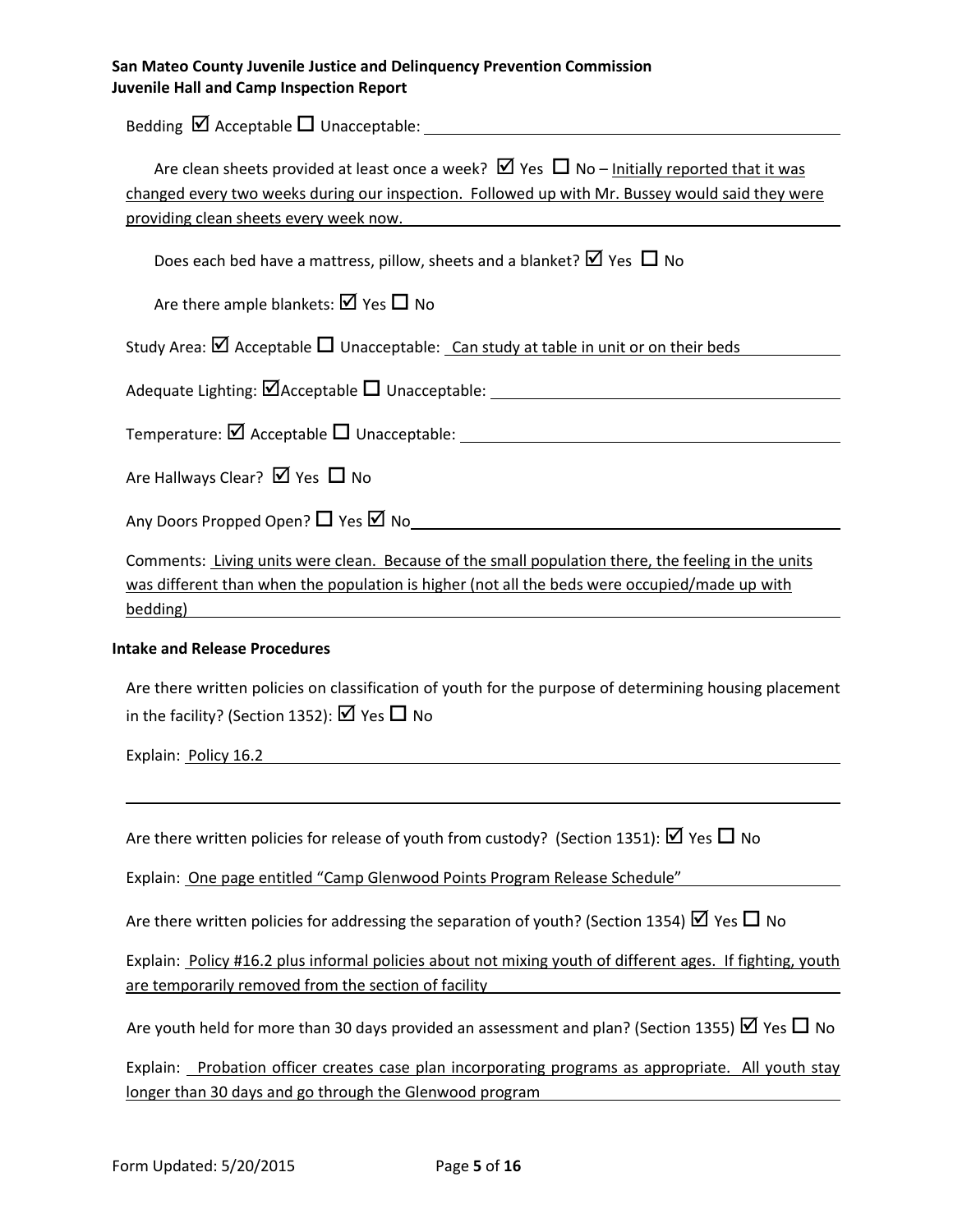Bedding ☑ Acceptable ☐ Unacceptable:

Are clean sheets provided at least once a week? ☑ Yes ☐ No – Initially reported that it was changed every two weeks during our inspection. Followed up with Mr. Bussey would said they were providing clean sheets every week now.

Does each bed have a mattress, pillow, sheets and a blanket? ☑ Yes ☐ No

Are there ample blankets: ☑ Yes ☐ No

Study Area: ☑ Acceptable ☐ Unacceptable: Can study at table in unit or on their beds

Adequate Lighting: ☑Acceptable ☐ Unacceptable:

Temperature: ☑ Acceptable ☐ Unacceptable:

Are Hallways Clear? ☑ Yes ☐ No

Any Doors Propped Open? ☐ Yes ☑ No

Comments: Living units were clean. Because of the small population there, the feeling in the units was different than when the population is higher (not all the beds were occupied/made up with bedding)

**Intake and Release Procedures**

Are there written policies on classification of youth for the purpose of determining housing placement in the facility? (Section 1352): ☑ Yes ☐ No

Explain: Policy 16.2

Are there written policies for release of youth from custody? (Section 1351): ☑ Yes ☐ No

Explain: One page entitled "Camp Glenwood Points Program Release Schedule"

Are there written policies for addressing the separation of youth? (Section 1354) ☑ Yes ☐ No

Explain: Policy #16.2 plus informal policies about not mixing youth of different ages. If fighting, youth are temporarily removed from the section of facility

Are youth held for more than 30 days provided an assessment and plan? (Section 1355) ☑ Yes ☐ No

Explain: Probation officer creates case plan incorporating programs as appropriate. All youth stay longer than 30 days and go through the Glenwood program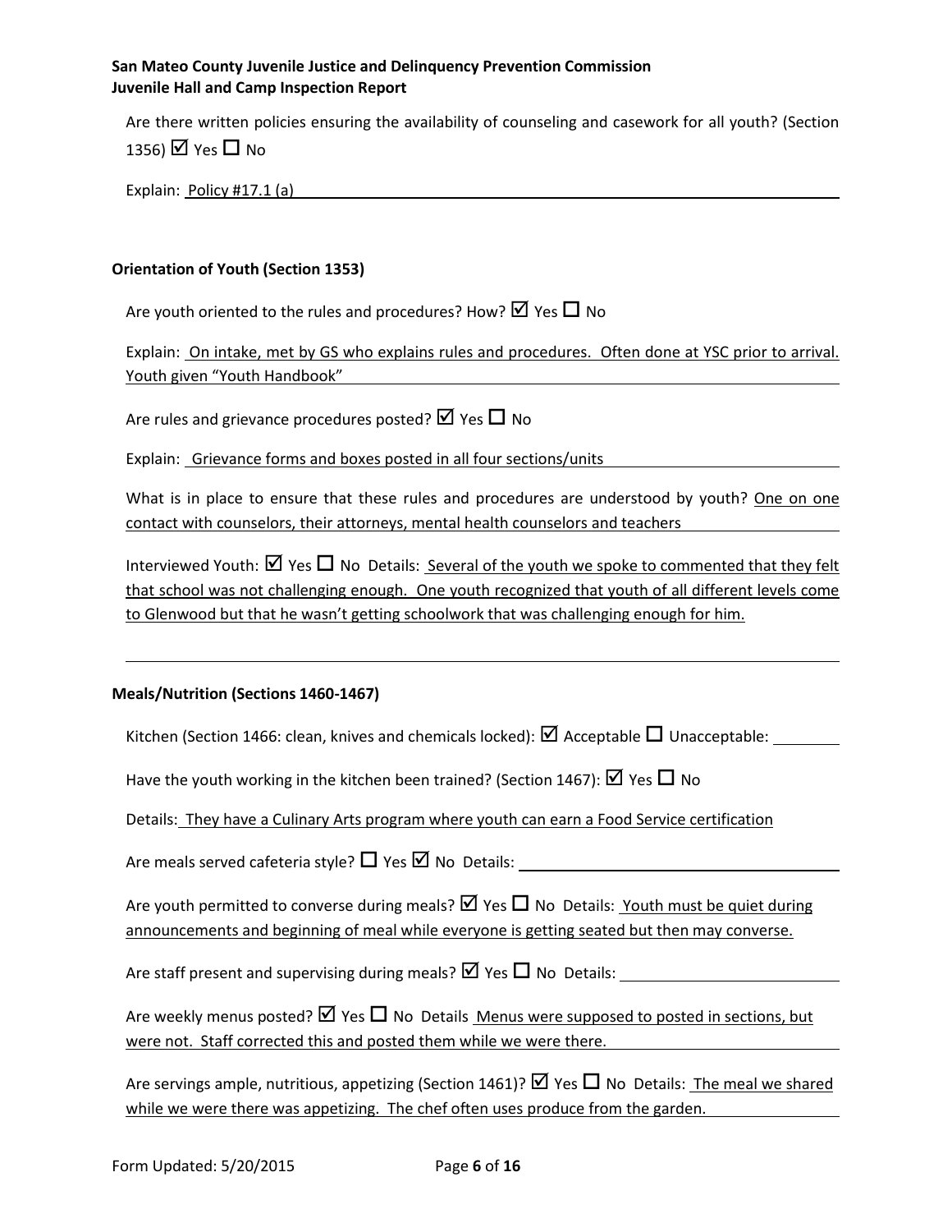Are there written policies ensuring the availability of counseling and casework for all youth? (Section 1356) ☑ Yes ☐ No

Explain: Policy #17.1 (a)

### Orientation of Youth (Section 1353)

Are youth oriented to the rules and procedures? How? ☑ Yes ☐ No

Explain: On intake, met by GS who explains rules and procedures. Often done at YSC prior to arrival. Youth given "Youth Handbook"

Are rules and grievance procedures posted? ☑ Yes ☐ No

Explain: Grievance forms and boxes posted in all four sections/units

What is in place to ensure that these rules and procedures are understood by youth? One on one contact with counselors, their attorneys, mental health counselors and teachers

Interviewed Youth: ☑ Yes ☐ No Details: Several of the youth we spoke to commented that they felt that school was not challenging enough. One youth recognized that youth of all different levels come to Glenwood but that he wasn't getting schoolwork that was challenging enough for him.

### Meals/Nutrition (Sections 1460-1467)

Kitchen (Section 1466: clean, knives and chemicals locked): ☑ Acceptable ☐ Unacceptable:

Have the youth working in the kitchen been trained? (Section 1467): ☑ Yes ☐ No

Details: They have a Culinary Arts program where youth can earn a Food Service certification

Are meals served cafeteria style? ☐ Yes ☑ No Details:

Are youth permitted to converse during meals? ☑ Yes ☐ No Details: Youth must be quiet during announcements and beginning of meal while everyone is getting seated but then may converse.

Are staff present and supervising during meals? ☑ Yes ☐ No Details:

Are weekly menus posted? ☑ Yes ☐ No Details Menus were supposed to posted in sections, but were not. Staff corrected this and posted them while we were there.

Are servings ample, nutritious, appetizing (Section 1461)? ☑ Yes ☐ No Details: The meal we shared while we were there was appetizing. The chef often uses produce from the garden.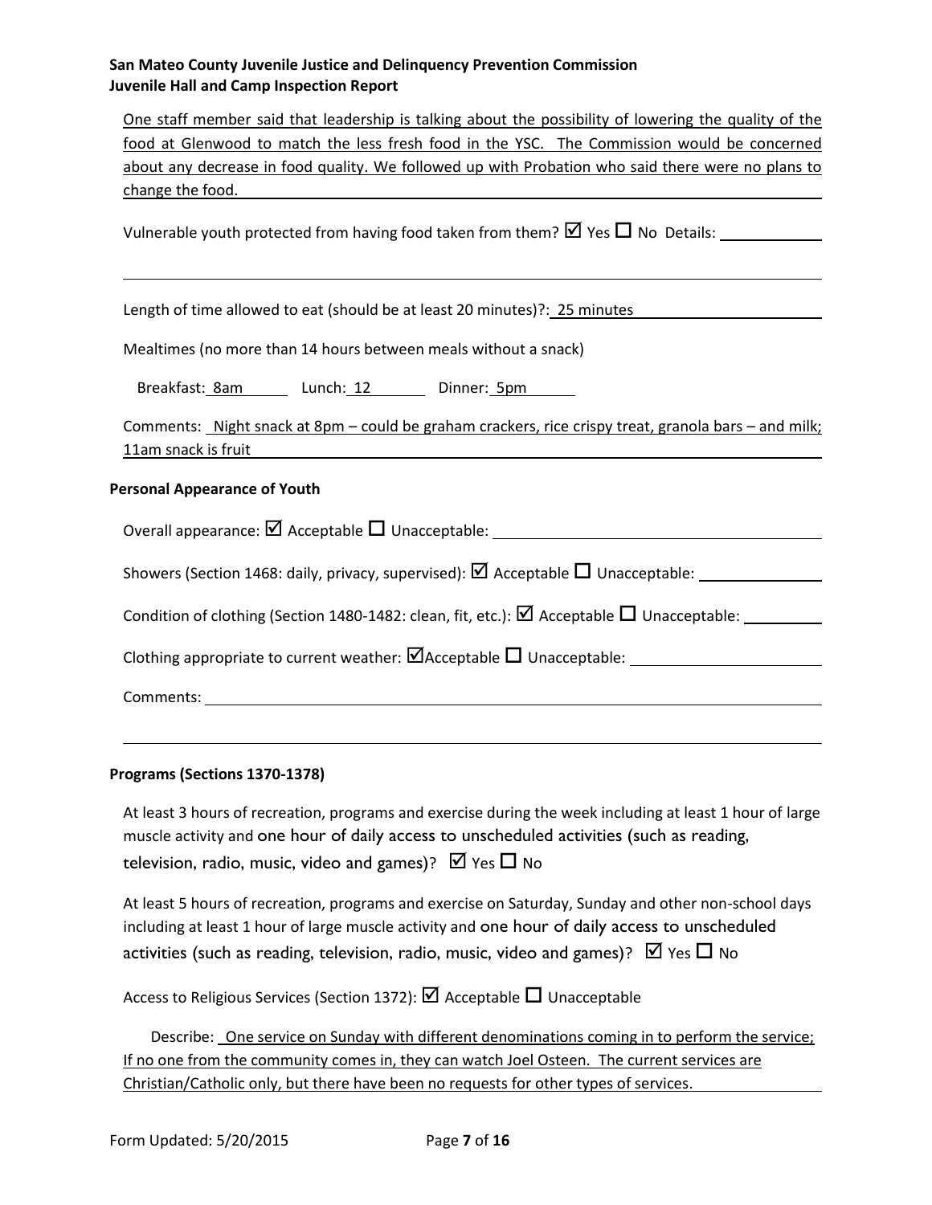One staff member said that leadership is talking about the possibility of lowering the quality of the food at Glenwood to match the less fresh food in the YSC. The Commission would be concerned about any decrease in food quality. We followed up with Probation who said there were no plans to change the food.

Vulnerable youth protected from having food taken from them? ☑ Yes ☐ No Details:

Length of time allowed to eat (should be at least 20 minutes)?: 25 minutes

Mealtimes (no more than 14 hours between meals without a snack)

Breakfast: 8am Lunch: 12 Dinner: 5pm

Comments: Night snack at 8pm – could be graham crackers, rice crispy treat, granola bars – and milk; 11am snack is fruit

**Personal Appearance of Youth**

Overall appearance: ☑ Acceptable ☐ Unacceptable:

Showers (Section 1468: daily, privacy, supervised): ☑ Acceptable ☐ Unacceptable:

Condition of clothing (Section 1480-1482: clean, fit, etc.): ☑ Acceptable ☐ Unacceptable:

Clothing appropriate to current weather: ☑Acceptable ☐ Unacceptable:

Comments:

**Programs (Sections 1370-1378)**

At least 3 hours of recreation, programs and exercise during the week including at least 1 hour of large muscle activity and one hour of daily access to unscheduled activities (such as reading, television, radio, music, video and games)? ☑ Yes ☐ No

At least 5 hours of recreation, programs and exercise on Saturday, Sunday and other non-school days including at least 1 hour of large muscle activity and one hour of daily access to unscheduled activities (such as reading, television, radio, music, video and games)? ☑ Yes ☐ No

Access to Religious Services (Section 1372): ☑ Acceptable ☐ Unacceptable

Describe: One service on Sunday with different denominations coming in to perform the service; If no one from the community comes in, they can watch Joel Osteen. The current services are Christian/Catholic only, but there have been no requests for other types of services.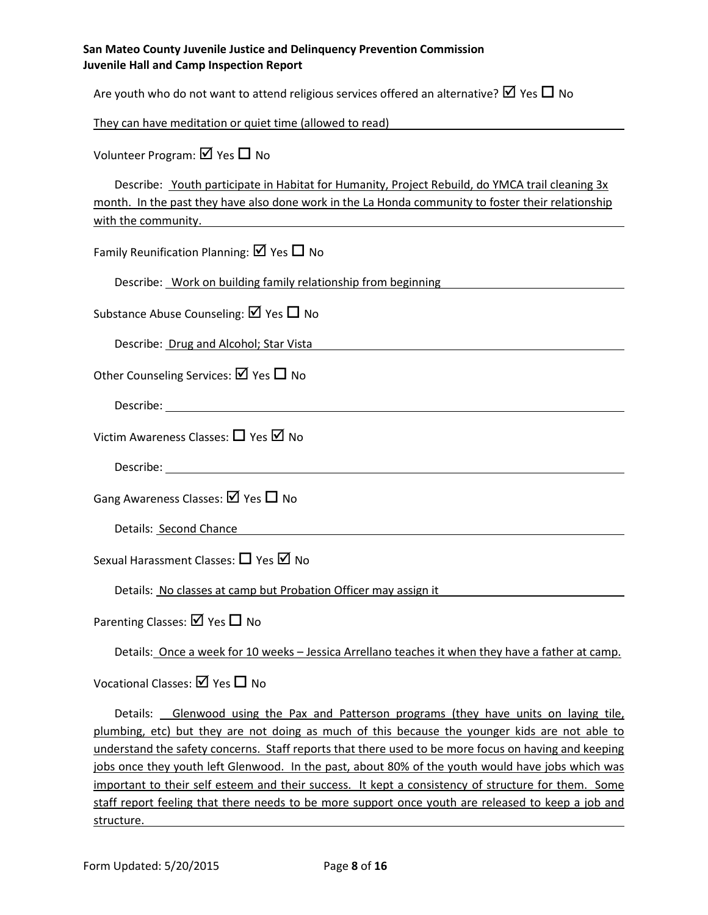Are youth who do not want to attend religious services offered an alternative? ☑ Yes ☐ No

They can have meditation or quiet time (allowed to read)

Volunteer Program: ☑ Yes ☐ No

Describe: Youth participate in Habitat for Humanity, Project Rebuild, do YMCA trail cleaning 3x month. In the past they have also done work in the La Honda community to foster their relationship with the community.

Family Reunification Planning: ☑ Yes ☐ No

Describe: Work on building family relationship from beginning

Substance Abuse Counseling: ☑ Yes ☐ No

Describe: Drug and Alcohol; Star Vista

Other Counseling Services: ☑ Yes ☐ No

Describe:

Victim Awareness Classes: ☐ Yes ☑ No

Describe:

Gang Awareness Classes: ☑ Yes ☐ No

Details: Second Chance

Sexual Harassment Classes: ☐ Yes ☑ No

Details: No classes at camp but Probation Officer may assign it

Parenting Classes: ☑ Yes ☐ No

Details: Once a week for 10 weeks – Jessica Arrellano teaches it when they have a father at camp.

Vocational Classes: ☑ Yes ☐ No

Details: Glenwood using the Pax and Patterson programs (they have units on laying tile, plumbing, etc) but they are not doing as much of this because the younger kids are not able to understand the safety concerns. Staff reports that there used to be more focus on having and keeping jobs once they youth left Glenwood. In the past, about 80% of the youth would have jobs which was important to their self esteem and their success. It kept a consistency of structure for them. Some staff report feeling that there needs to be more support once youth are released to keep a job and structure.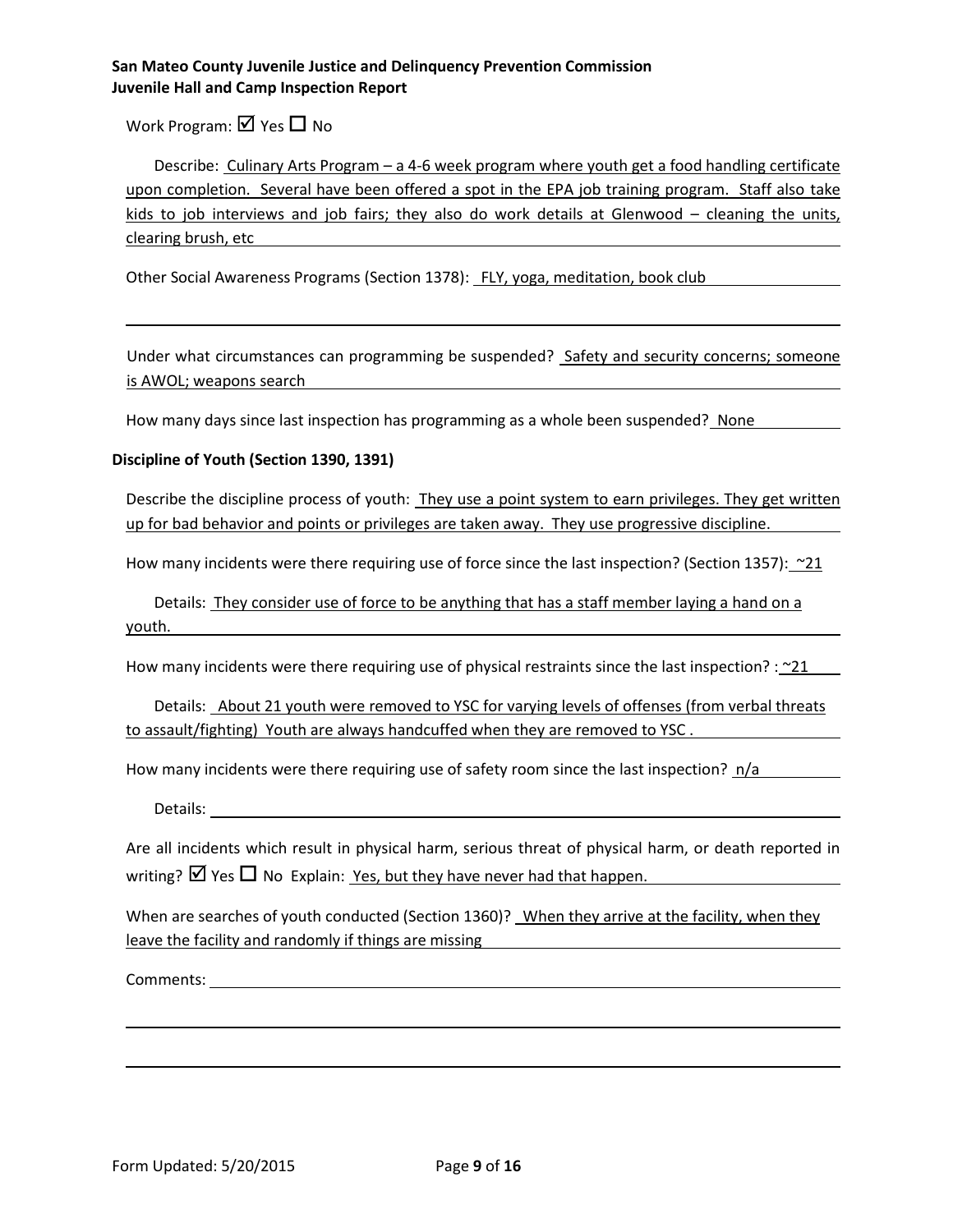Work Program: ☑ Yes ☐ No

Describe: Culinary Arts Program – a 4-6 week program where youth get a food handling certificate upon completion. Several have been offered a spot in the EPA job training program. Staff also take kids to job interviews and job fairs; they also do work details at Glenwood – cleaning the units, clearing brush, etc

Other Social Awareness Programs (Section 1378): FLY, yoga, meditation, book club

Under what circumstances can programming be suspended? Safety and security concerns; someone is AWOL; weapons search

How many days since last inspection has programming as a whole been suspended? None

### Discipline of Youth (Section 1390, 1391)

Describe the discipline process of youth: They use a point system to earn privileges. They get written up for bad behavior and points or privileges are taken away. They use progressive discipline.

How many incidents were there requiring use of force since the last inspection? (Section 1357): ~21

Details: They consider use of force to be anything that has a staff member laying a hand on a youth.

How many incidents were there requiring use of physical restraints since the last inspection? : ~21

Details: About 21 youth were removed to YSC for varying levels of offenses (from verbal threats to assault/fighting) Youth are always handcuffed when they are removed to YSC .

How many incidents were there requiring use of safety room since the last inspection? n/a

Details:

Are all incidents which result in physical harm, serious threat of physical harm, or death reported in writing? ☑ Yes ☐ No Explain: Yes, but they have never had that happen.

When are searches of youth conducted (Section 1360)? When they arrive at the facility, when they leave the facility and randomly if things are missing

Comments: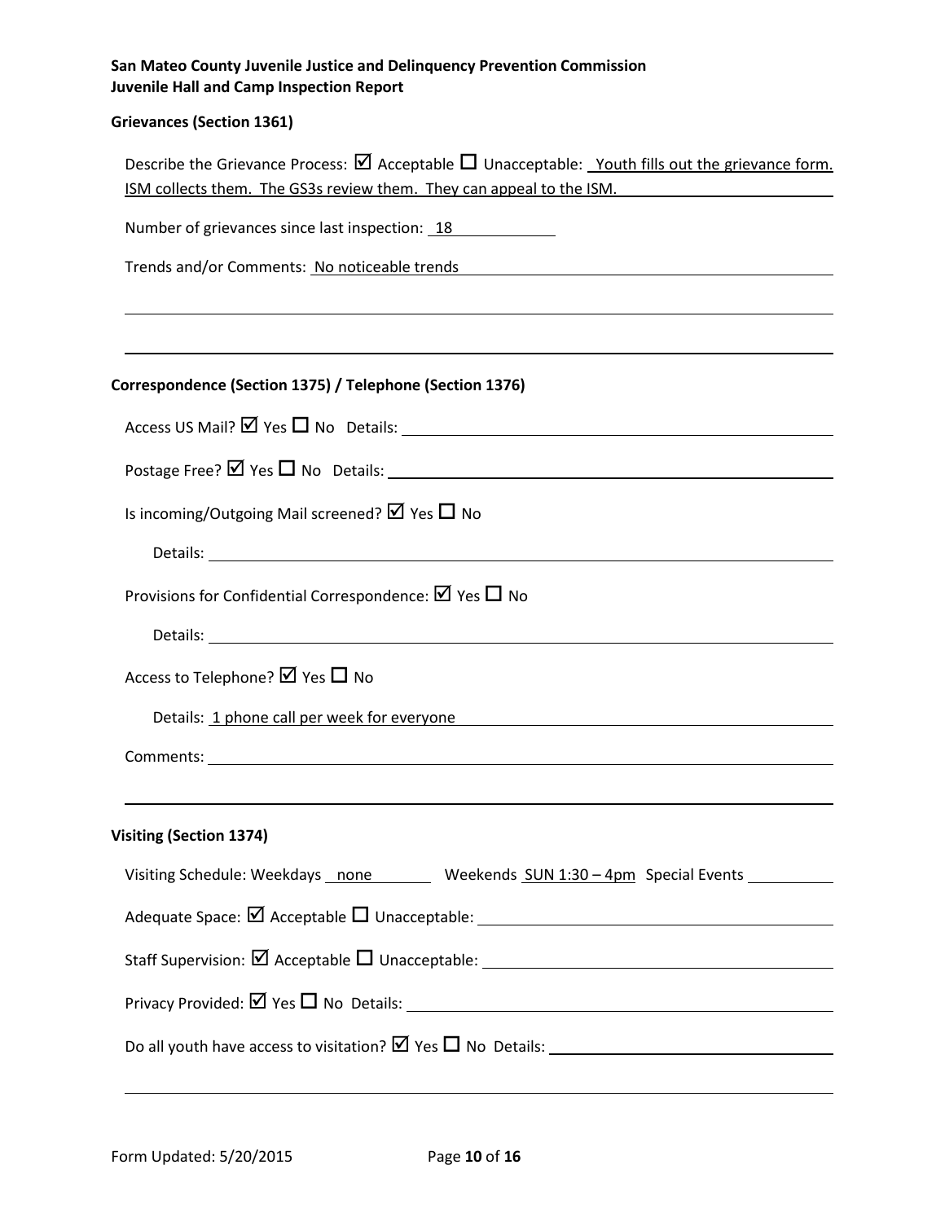**San Mateo County Juvenile Justice and Delinquency Prevention Commission**
**Juvenile Hall and Camp Inspection Report**

### Grievances (Section 1361)

Describe the Grievance Process: ☑ Acceptable ☐ Unacceptable: Youth fills out the grievance form. ISM collects them. The GS3s review them. They can appeal to the ISM.

Number of grievances since last inspection: 18

Trends and/or Comments: No noticeable trends

### Correspondence (Section 1375) / Telephone (Section 1376)

Access US Mail? ☑ Yes ☐ No Details:

Postage Free? ☑ Yes ☐ No Details:

Is incoming/Outgoing Mail screened? ☑ Yes ☐ No

Details:

Provisions for Confidential Correspondence: ☑ Yes ☐ No

Details:

Access to Telephone? ☑ Yes ☐ No

Details: 1 phone call per week for everyone

Comments:

### Visiting (Section 1374)

Visiting Schedule: Weekdays none Weekends SUN 1:30 – 4pm Special Events

Adequate Space: ☑ Acceptable ☐ Unacceptable:

Staff Supervision: ☑ Acceptable ☐ Unacceptable:

Privacy Provided: ☑ Yes ☐ No Details:

Do all youth have access to visitation? ☑ Yes ☐ No Details:

Form Updated: 5/20/2015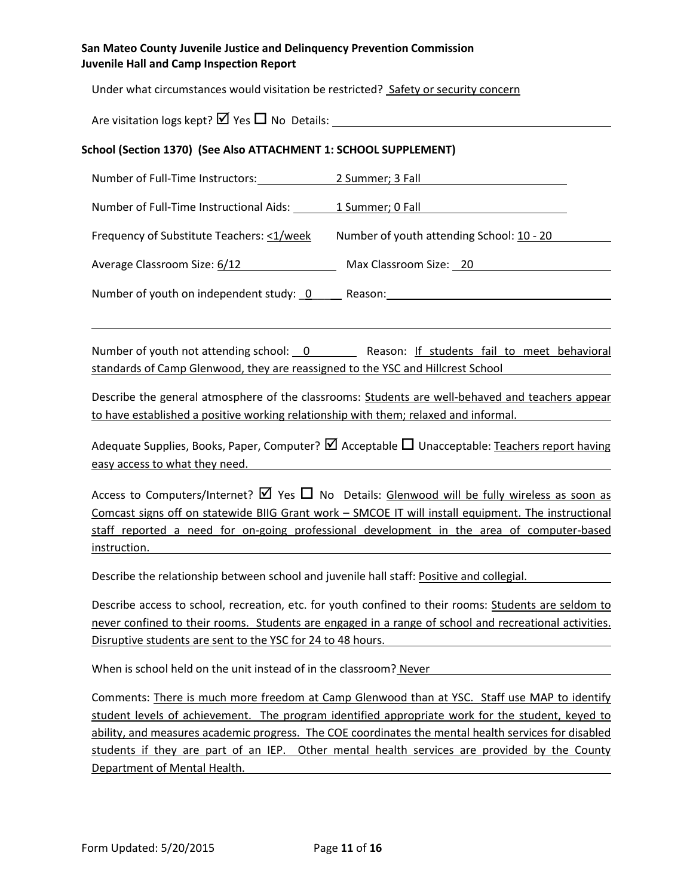Under what circumstances would visitation be restricted? Safety or security concern

Are visitation logs kept? ☑ Yes ☐ No Details:

**School (Section 1370) (See Also ATTACHMENT 1: SCHOOL SUPPLEMENT)**

Number of Full-Time Instructors: 2 Summer; 3 Fall

Number of Full-Time Instructional Aids: 1 Summer; 0 Fall

Frequency of Substitute Teachers: <1/week Number of youth attending School: 10 - 20

Average Classroom Size: 6/12 Max Classroom Size: 20

Number of youth on independent study: 0 Reason:

Number of youth not attending school: 0 Reason: If students fail to meet behavioral standards of Camp Glenwood, they are reassigned to the YSC and Hillcrest School

Describe the general atmosphere of the classrooms: Students are well-behaved and teachers appear to have established a positive working relationship with them; relaxed and informal.

Adequate Supplies, Books, Paper, Computer? ☑ Acceptable ☐ Unacceptable: Teachers report having easy access to what they need.

Access to Computers/Internet? ☑ Yes ☐ No Details: Glenwood will be fully wireless as soon as Comcast signs off on statewide BIIG Grant work – SMCOE IT will install equipment. The instructional staff reported a need for on-going professional development in the area of computer-based instruction.

Describe the relationship between school and juvenile hall staff: Positive and collegial.

Describe access to school, recreation, etc. for youth confined to their rooms: Students are seldom to never confined to their rooms. Students are engaged in a range of school and recreational activities. Disruptive students are sent to the YSC for 24 to 48 hours.

When is school held on the unit instead of in the classroom? Never

Comments: There is much more freedom at Camp Glenwood than at YSC. Staff use MAP to identify student levels of achievement. The program identified appropriate work for the student, keyed to ability, and measures academic progress. The COE coordinates the mental health services for disabled students if they are part of an IEP. Other mental health services are provided by the County Department of Mental Health.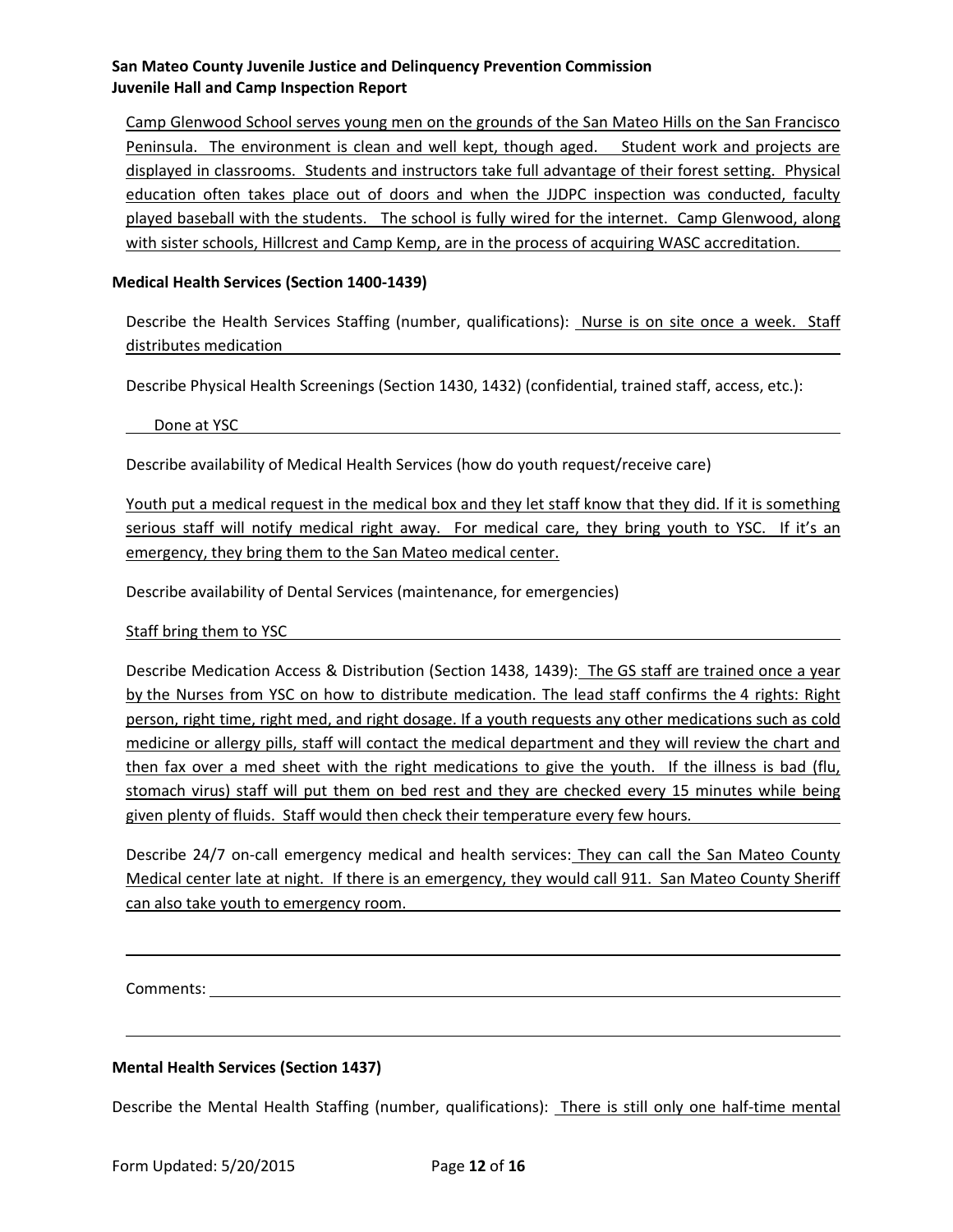Camp Glenwood School serves young men on the grounds of the San Mateo Hills on the San Francisco Peninsula. The environment is clean and well kept, though aged. Student work and projects are displayed in classrooms. Students and instructors take full advantage of their forest setting. Physical education often takes place out of doors and when the JJDPC inspection was conducted, faculty played baseball with the students. The school is fully wired for the internet. Camp Glenwood, along with sister schools, Hillcrest and Camp Kemp, are in the process of acquiring WASC accreditation.

### Medical Health Services (Section 1400-1439)

Describe the Health Services Staffing (number, qualifications): Nurse is on site once a week. Staff distributes medication

Describe Physical Health Screenings (Section 1430, 1432) (confidential, trained staff, access, etc.):

Done at YSC

Describe availability of Medical Health Services (how do youth request/receive care)

Youth put a medical request in the medical box and they let staff know that they did. If it is something serious staff will notify medical right away. For medical care, they bring youth to YSC. If it's an emergency, they bring them to the San Mateo medical center.

Describe availability of Dental Services (maintenance, for emergencies)

Staff bring them to YSC

Describe Medication Access & Distribution (Section 1438, 1439): The GS staff are trained once a year by the Nurses from YSC on how to distribute medication. The lead staff confirms the 4 rights: Right person, right time, right med, and right dosage. If a youth requests any other medications such as cold medicine or allergy pills, staff will contact the medical department and they will review the chart and then fax over a med sheet with the right medications to give the youth. If the illness is bad (flu, stomach virus) staff will put them on bed rest and they are checked every 15 minutes while being given plenty of fluids. Staff would then check their temperature every few hours.

Describe 24/7 on-call emergency medical and health services: They can call the San Mateo County Medical center late at night. If there is an emergency, they would call 911. San Mateo County Sheriff can also take youth to emergency room.

Comments:

### Mental Health Services (Section 1437)

Describe the Mental Health Staffing (number, qualifications): There is still only one half-time mental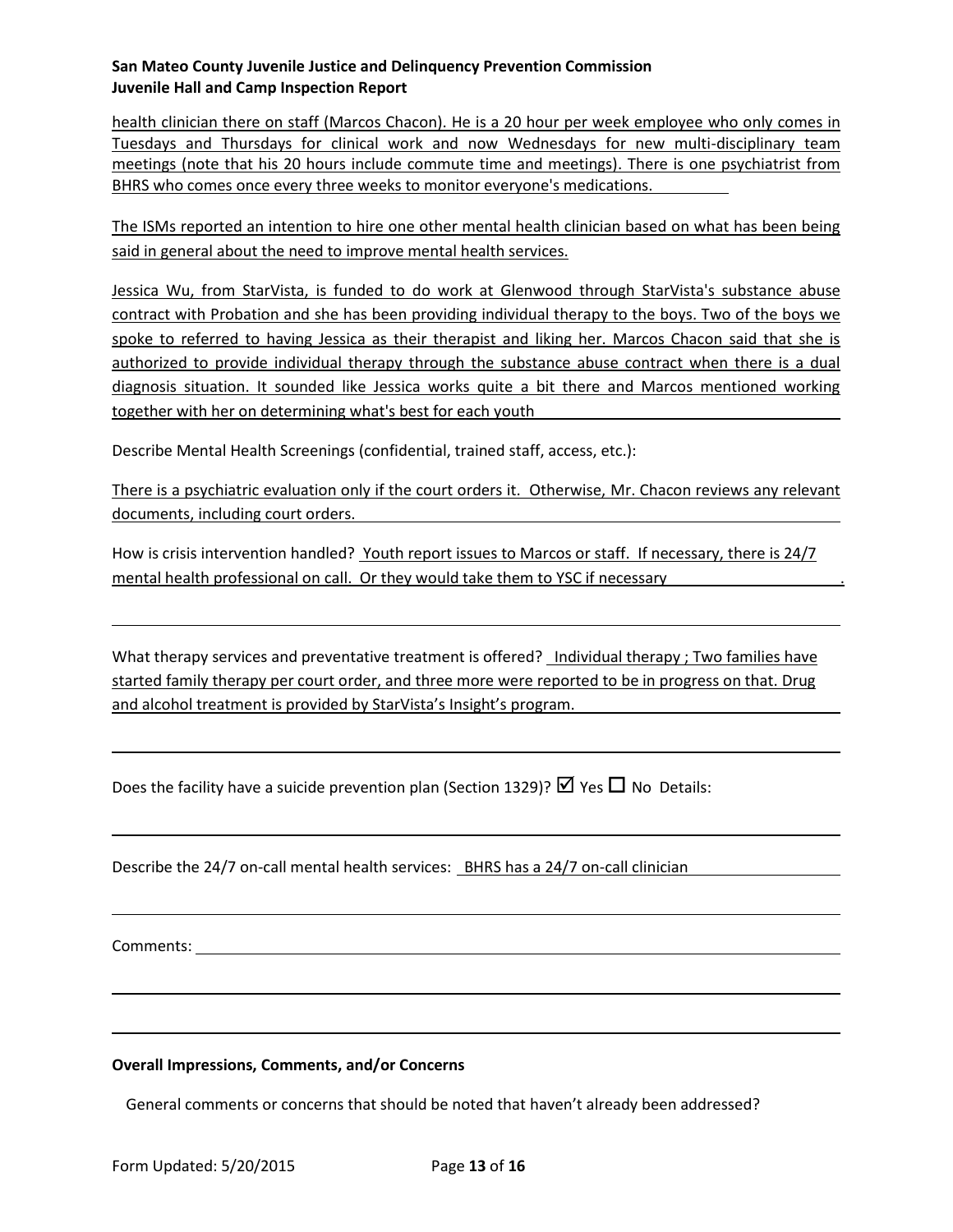health clinician there on staff (Marcos Chacon). He is a 20 hour per week employee who only comes in Tuesdays and Thursdays for clinical work and now Wednesdays for new multi-disciplinary team meetings (note that his 20 hours include commute time and meetings). There is one psychiatrist from BHRS who comes once every three weeks to monitor everyone's medications.

The ISMs reported an intention to hire one other mental health clinician based on what has been being said in general about the need to improve mental health services.

Jessica Wu, from StarVista, is funded to do work at Glenwood through StarVista's substance abuse contract with Probation and she has been providing individual therapy to the boys. Two of the boys we spoke to referred to having Jessica as their therapist and liking her. Marcos Chacon said that she is authorized to provide individual therapy through the substance abuse contract when there is a dual diagnosis situation. It sounded like Jessica works quite a bit there and Marcos mentioned working together with her on determining what's best for each youth

Describe Mental Health Screenings (confidential, trained staff, access, etc.):

There is a psychiatric evaluation only if the court orders it. Otherwise, Mr. Chacon reviews any relevant documents, including court orders.

How is crisis intervention handled? Youth report issues to Marcos or staff. If necessary, there is 24/7 mental health professional on call. Or they would take them to YSC if necessary.

What therapy services and preventative treatment is offered? Individual therapy ; Two families have started family therapy per court order, and three more were reported to be in progress on that. Drug and alcohol treatment is provided by StarVista's Insight's program.

Does the facility have a suicide prevention plan (Section 1329)? ☑ Yes ☐ No Details:

Describe the 24/7 on-call mental health services: BHRS has a 24/7 on-call clinician

Comments:

**Overall Impressions, Comments, and/or Concerns**

General comments or concerns that should be noted that haven't already been addressed?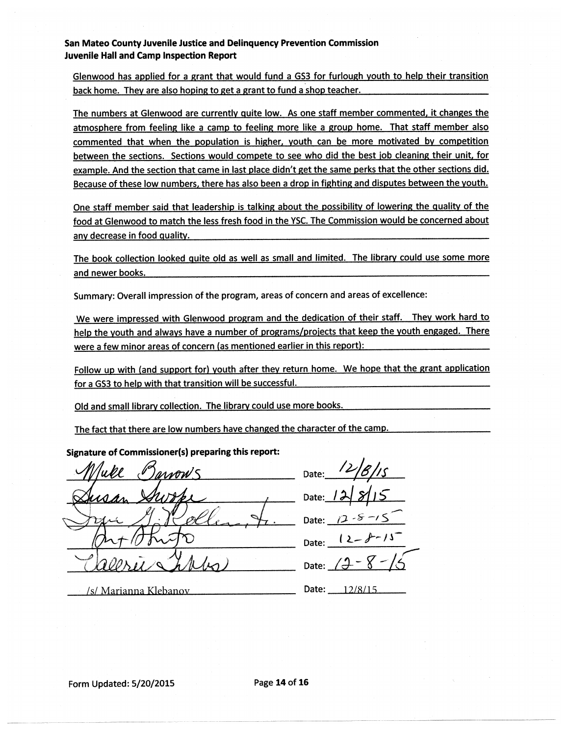**San Mateo County Juvenile Justice and Delinquency Prevention Commission**
**Juvenile Hall and Camp Inspection Report**

Glenwood has applied for a grant that would fund a GS3 for furlough youth to help their transition back home. They are also hoping to get a grant to fund a shop teacher.

The numbers at Glenwood are currently quite low. As one staff member commented, it changes the atmosphere from feeling like a camp to feeling more like a group home. That staff member also commented that when the population is higher, youth can be more motivated by competition between the sections. Sections would compete to see who did the best job cleaning their unit, for example. And the section that came in last place didn't get the same perks that the other sections did. Because of these low numbers, there has also been a drop in fighting and disputes between the youth.

One staff member said that leadership is talking about the possibility of lowering the quality of the food at Glenwood to match the less fresh food in the YSC. The Commission would be concerned about any decrease in food quality.

The book collection looked quite old as well as small and limited. The library could use some more and newer books.

Summary: Overall impression of the program, areas of concern and areas of excellence:

We were impressed with Glenwood program and the dedication of their staff. They work hard to help the youth and always have a number of programs/projects that keep the youth engaged. There were a few minor areas of concern (as mentioned earlier in this report):

Follow up with (and support for) youth after they return home. We hope that the grant application for a GS3 to help with that transition will be successful.

Old and small library collection. The library could use more books.

The fact that there are low numbers have changed the character of the camp.

**Signature of Commissioner(s) preparing this report:**

| Signature | Date |
| --- | --- |
| Mike Barrows | Date: 12/8/15 |
| Susan Swope | Date: 12/8/15 |
| Irvin G. Kollen, Jr. | Date: 12-8-15 |
| Art Ahrens | Date: 12-8-15 |
| Valerie Gibbs | Date: 12-8-15 |
| /s/ Marianna Klebanov | Date: 12/8/15 |

Form Updated: 5/20/2015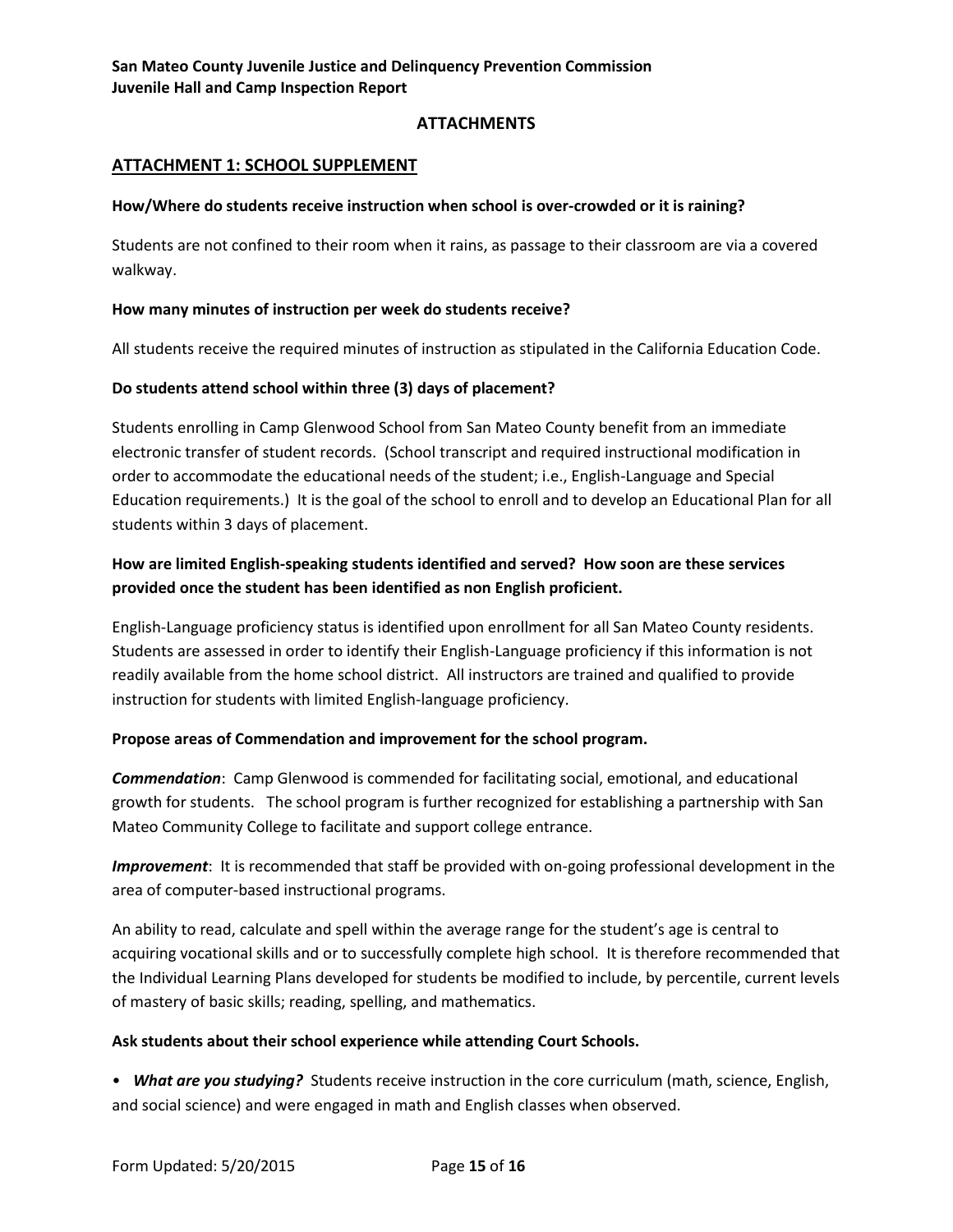## ATTACHMENTS

### ATTACHMENT 1: SCHOOL SUPPLEMENT

**How/Where do students receive instruction when school is over-crowded or it is raining?**

Students are not confined to their room when it rains, as passage to their classroom are via a covered walkway.

**How many minutes of instruction per week do students receive?**

All students receive the required minutes of instruction as stipulated in the California Education Code.

**Do students attend school within three (3) days of placement?**

Students enrolling in Camp Glenwood School from San Mateo County benefit from an immediate electronic transfer of student records. (School transcript and required instructional modification in order to accommodate the educational needs of the student; i.e., English-Language and Special Education requirements.) It is the goal of the school to enroll and to develop an Educational Plan for all students within 3 days of placement.

**How are limited English-speaking students identified and served? How soon are these services provided once the student has been identified as non English proficient.**

English-Language proficiency status is identified upon enrollment for all San Mateo County residents. Students are assessed in order to identify their English-Language proficiency if this information is not readily available from the home school district. All instructors are trained and qualified to provide instruction for students with limited English-language proficiency.

**Propose areas of Commendation and improvement for the school program.**

***Commendation***: Camp Glenwood is commended for facilitating social, emotional, and educational growth for students. The school program is further recognized for establishing a partnership with San Mateo Community College to facilitate and support college entrance.

***Improvement***: It is recommended that staff be provided with on-going professional development in the area of computer-based instructional programs.

An ability to read, calculate and spell within the average range for the student's age is central to acquiring vocational skills and or to successfully complete high school. It is therefore recommended that the Individual Learning Plans developed for students be modified to include, by percentile, current levels of mastery of basic skills; reading, spelling, and mathematics.

**Ask students about their school experience while attending Court Schools.**

- ***What are you studying?*** Students receive instruction in the core curriculum (math, science, English, and social science) and were engaged in math and English classes when observed.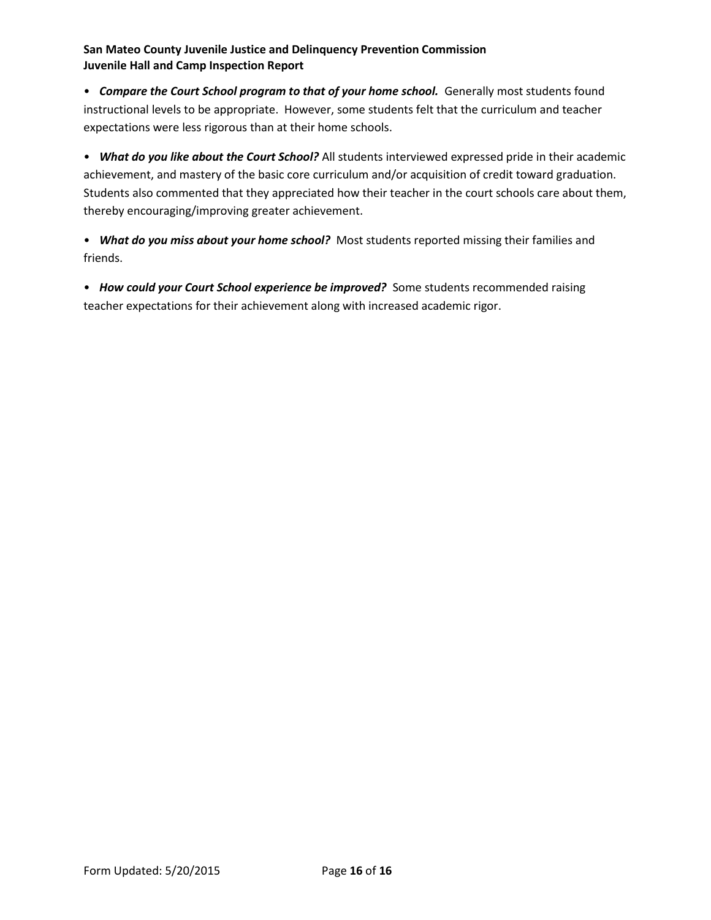- ***Compare the Court School program to that of your home school.*** Generally most students found instructional levels to be appropriate. However, some students felt that the curriculum and teacher expectations were less rigorous than at their home schools.

- ***What do you like about the Court School?*** All students interviewed expressed pride in their academic achievement, and mastery of the basic core curriculum and/or acquisition of credit toward graduation. Students also commented that they appreciated how their teacher in the court schools care about them, thereby encouraging/improving greater achievement.

- ***What do you miss about your home school?*** Most students reported missing their families and friends.

- ***How could your Court School experience be improved?*** Some students recommended raising teacher expectations for their achievement along with increased academic rigor.